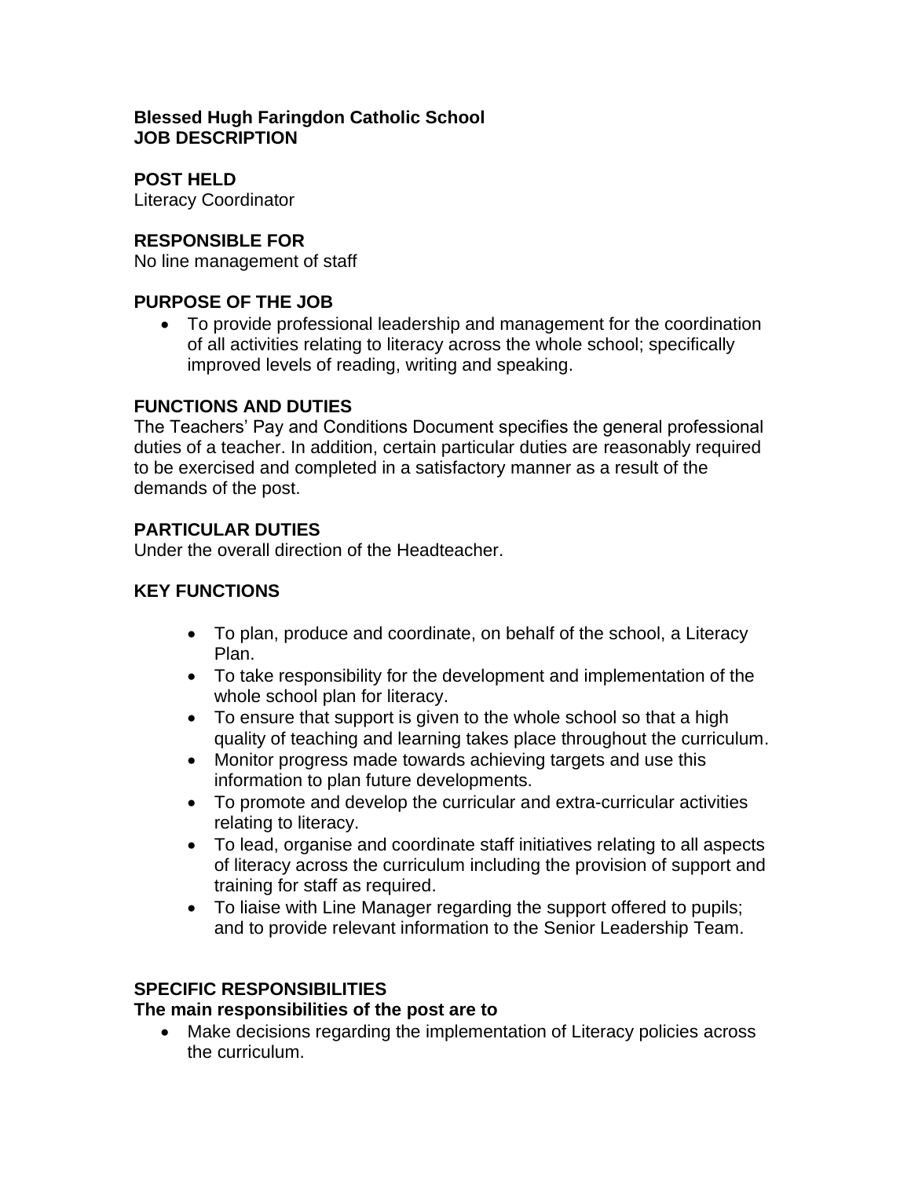**Blessed Hugh Faringdon Catholic School**
**JOB DESCRIPTION**

## POST HELD

Literacy Coordinator

## RESPONSIBLE FOR

No line management of staff

## PURPOSE OF THE JOB

- To provide professional leadership and management for the coordination of all activities relating to literacy across the whole school; specifically improved levels of reading, writing and speaking.

## FUNCTIONS AND DUTIES

The Teachers' Pay and Conditions Document specifies the general professional duties of a teacher. In addition, certain particular duties are reasonably required to be exercised and completed in a satisfactory manner as a result of the demands of the post.

## PARTICULAR DUTIES

Under the overall direction of the Headteacher.

## KEY FUNCTIONS

- To plan, produce and coordinate, on behalf of the school, a Literacy Plan.
- To take responsibility for the development and implementation of the whole school plan for literacy.
- To ensure that support is given to the whole school so that a high quality of teaching and learning takes place throughout the curriculum.
- Monitor progress made towards achieving targets and use this information to plan future developments.
- To promote and develop the curricular and extra-curricular activities relating to literacy.
- To lead, organise and coordinate staff initiatives relating to all aspects of literacy across the curriculum including the provision of support and training for staff as required.
- To liaise with Line Manager regarding the support offered to pupils; and to provide relevant information to the Senior Leadership Team.

## SPECIFIC RESPONSIBILITIES

**The main responsibilities of the post are to**

- Make decisions regarding the implementation of Literacy policies across the curriculum.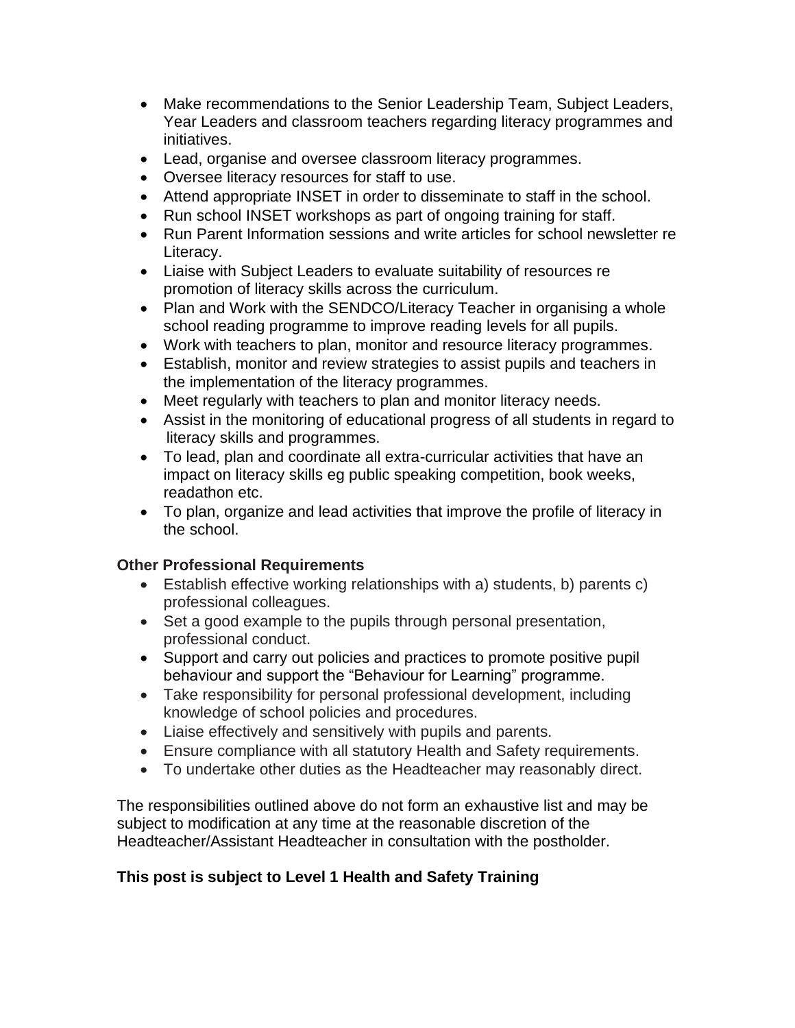- Make recommendations to the Senior Leadership Team, Subject Leaders, Year Leaders and classroom teachers regarding literacy programmes and initiatives.
- Lead, organise and oversee classroom literacy programmes.
- Oversee literacy resources for staff to use.
- Attend appropriate INSET in order to disseminate to staff in the school.
- Run school INSET workshops as part of ongoing training for staff.
- Run Parent Information sessions and write articles for school newsletter re Literacy.
- Liaise with Subject Leaders to evaluate suitability of resources re promotion of literacy skills across the curriculum.
- Plan and Work with the SENDCO/Literacy Teacher in organising a whole school reading programme to improve reading levels for all pupils.
- Work with teachers to plan, monitor and resource literacy programmes.
- Establish, monitor and review strategies to assist pupils and teachers in the implementation of the literacy programmes.
- Meet regularly with teachers to plan and monitor literacy needs.
- Assist in the monitoring of educational progress of all students in regard to literacy skills and programmes.
- To lead, plan and coordinate all extra-curricular activities that have an impact on literacy skills eg public speaking competition, book weeks, readathon etc.
- To plan, organize and lead activities that improve the profile of literacy in the school.

**Other Professional Requirements**

- Establish effective working relationships with a) students, b) parents c) professional colleagues.
- Set a good example to the pupils through personal presentation, professional conduct.
- Support and carry out policies and practices to promote positive pupil behaviour and support the "Behaviour for Learning" programme.
- Take responsibility for personal professional development, including knowledge of school policies and procedures.
- Liaise effectively and sensitively with pupils and parents.
- Ensure compliance with all statutory Health and Safety requirements.
- To undertake other duties as the Headteacher may reasonably direct.

The responsibilities outlined above do not form an exhaustive list and may be subject to modification at any time at the reasonable discretion of the Headteacher/Assistant Headteacher in consultation with the postholder.

**This post is subject to Level 1 Health and Safety Training**